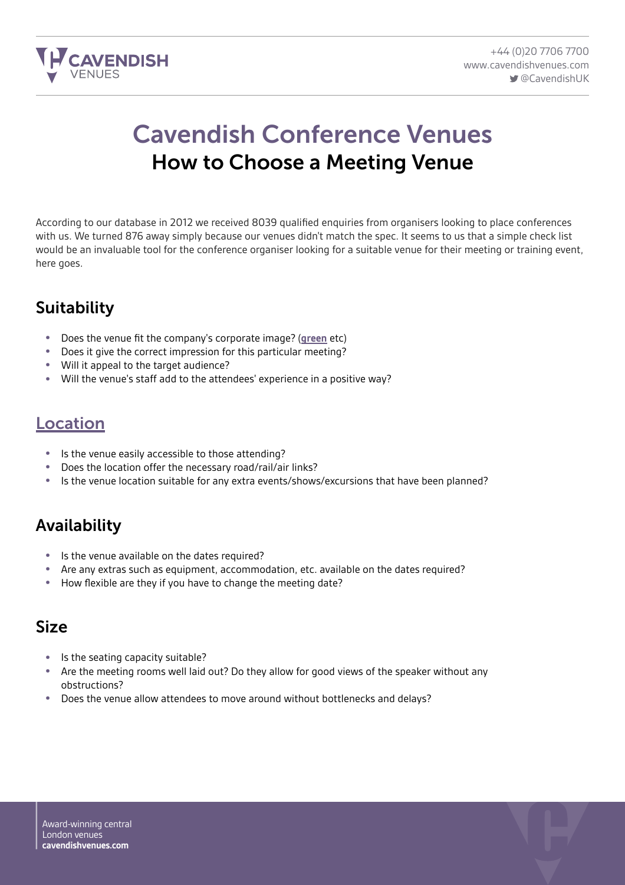# Cavendish Conference Venues

## How to Choose a Meeting Venue

According to our database in 2012 we received 8039 qualified enquiries from organisers looking to place conferences with us. We turned 876 away simply because our venues didn't match the spec. It seems to us that a simple check list would be an invaluable tool for the conference organiser looking for a suitable venue for their meeting or training event, here goes.

### Suitability

- Does the venue fit the company's corporate image? (**green** etc)
- Does it give the correct impression for this particular meeting?
- Will it appeal to the target audience?
- Will the venue's staff add to the attendees' experience in a positive way?

### Location

- Is the venue easily accessible to those attending?
- Does the location offer the necessary road/rail/air links?
- Is the venue location suitable for any extra events/shows/excursions that have been planned?

### Availability

- Is the venue available on the dates required?
- Are any extras such as equipment, accommodation, etc. available on the dates required?
- How flexible are they if you have to change the meeting date?

### Size

- Is the seating capacity suitable?
- Are the meeting rooms well laid out? Do they allow for good views of the speaker without any obstructions?
- Does the venue allow attendees to move around without bottlenecks and delays?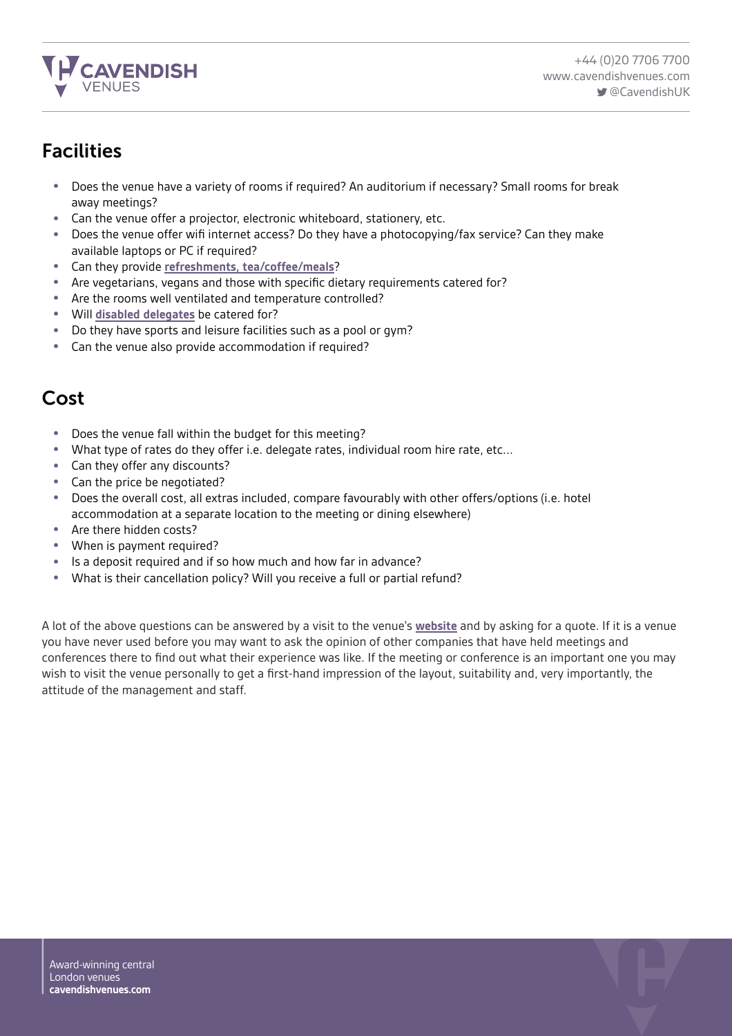## Facilities

- Does the venue have a variety of rooms if required? An auditorium if necessary? Small rooms for break away meetings?
- Can the venue offer a projector, electronic whiteboard, stationery, etc.
- Does the venue offer wifi internet access? Do they have a photocopying/fax service? Can they make available laptops or PC if required?
- Can they provide **refreshments, tea/coffee/meals**?
- Are vegetarians, vegans and those with specific dietary requirements catered for?
- Are the rooms well ventilated and temperature controlled?
- Will **disabled delegates** be catered for?
- Do they have sports and leisure facilities such as a pool or gym?
- Can the venue also provide accommodation if required?

## Cost

- Does the venue fall within the budget for this meeting?
- What type of rates do they offer i.e. delegate rates, individual room hire rate, etc...
- Can they offer any discounts?
- Can the price be negotiated?
- Does the overall cost, all extras included, compare favourably with other offers/options (i.e. hotel accommodation at a separate location to the meeting or dining elsewhere)
- Are there hidden costs?
- When is payment required?
- Is a deposit required and if so how much and how far in advance?
- What is their cancellation policy? Will you receive a full or partial refund?

A lot of the above questions can be answered by a visit to the venue's **website** and by asking for a quote. If it is a venue you have never used before you may want to ask the opinion of other companies that have held meetings and conferences there to find out what their experience was like. If the meeting or conference is an important one you may wish to visit the venue personally to get a first-hand impression of the layout, suitability and, very importantly, the attitude of the management and staff.